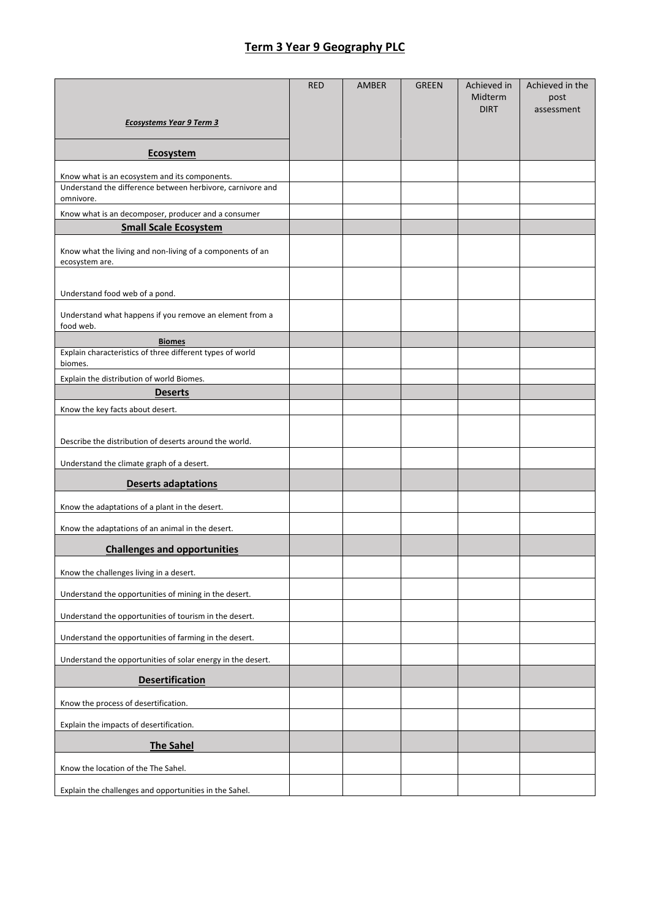## Term 3 Year 9 Geography PLC

| ***Ecosystems Year 9 Term 3*** | RED | AMBER | GREEN | Achieved in Midterm DIRT | Achieved in the post assessment |
|---|---|---|---|---|---|
| **Ecosystem** | | | | | |
| Know what is an ecosystem and its components. | | | | | |
| Understand the difference between herbivore, carnivore and omnivore. | | | | | |
| Know what is an decomposer, producer and a consumer | | | | | |
| **Small Scale Ecosystem** | | | | | |
| Know what the living and non-living of a components of an ecosystem are. | | | | | |
| Understand food web of a pond. | | | | | |
| Understand what happens if you remove an element from a food web. | | | | | |
| **Biomes** | | | | | |
| Explain characteristics of three different types of world biomes. | | | | | |
| Explain the distribution of world Biomes. | | | | | |
| **Deserts** | | | | | |
| Know the key facts about desert. | | | | | |
| Describe the distribution of deserts around the world. | | | | | |
| Understand the climate graph of a desert. | | | | | |
| **Deserts adaptations** | | | | | |
| Know the adaptations of a plant in the desert. | | | | | |
| Know the adaptations of an animal in the desert. | | | | | |
| **Challenges and opportunities** | | | | | |
| Know the challenges living in a desert. | | | | | |
| Understand the opportunities of mining in the desert. | | | | | |
| Understand the opportunities of tourism in the desert. | | | | | |
| Understand the opportunities of farming in the desert. | | | | | |
| Understand the opportunities of solar energy in the desert. | | | | | |
| **Desertification** | | | | | |
| Know the process of desertification. | | | | | |
| Explain the impacts of desertification. | | | | | |
| **The Sahel** | | | | | |
| Know the location of the The Sahel. | | | | | |
| Explain the challenges and opportunities in the Sahel. | | | | | |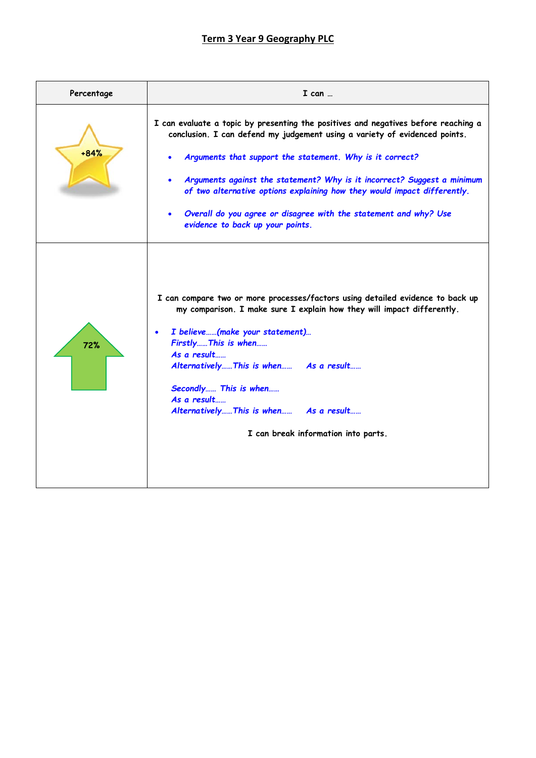## Term 3 Year 9 Geography PLC

| Percentage | I can … |
|---|---|
| +84% | I can evaluate a topic by presenting the positives and negatives before reaching a conclusion. I can defend my judgement using a variety of evidenced points.<br><br>• *Arguments that support the statement. Why is it correct?*<br><br>• *Arguments against the statement? Why is it incorrect? Suggest a minimum of two alternative options explaining how they would impact differently.*<br><br>• *Overall do you agree or disagree with the statement and why? Use evidence to back up your points.* |
| 72% | I can compare two or more processes/factors using detailed evidence to back up my comparison. I make sure I explain how they will impact differently.<br><br>• *I believe……(make your statement)…*<br>*Firstly……This is when……*<br>*As a result……*<br>*Alternatively……This is when……  As a result……*<br><br>*Secondly…… This is when……*<br>*As a result……*<br>*Alternatively……This is when……  As a result……*<br><br>I can break information into parts. |